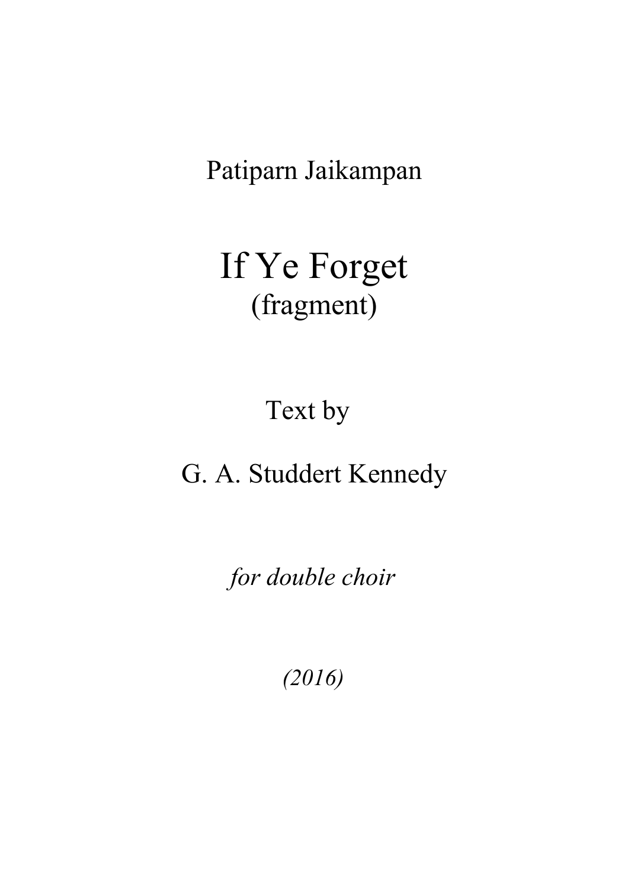Patiparn Jaikampan

# If Ye Forget
(fragment)

Text by

G. A. Studdert Kennedy

*for double choir*

*(2016)*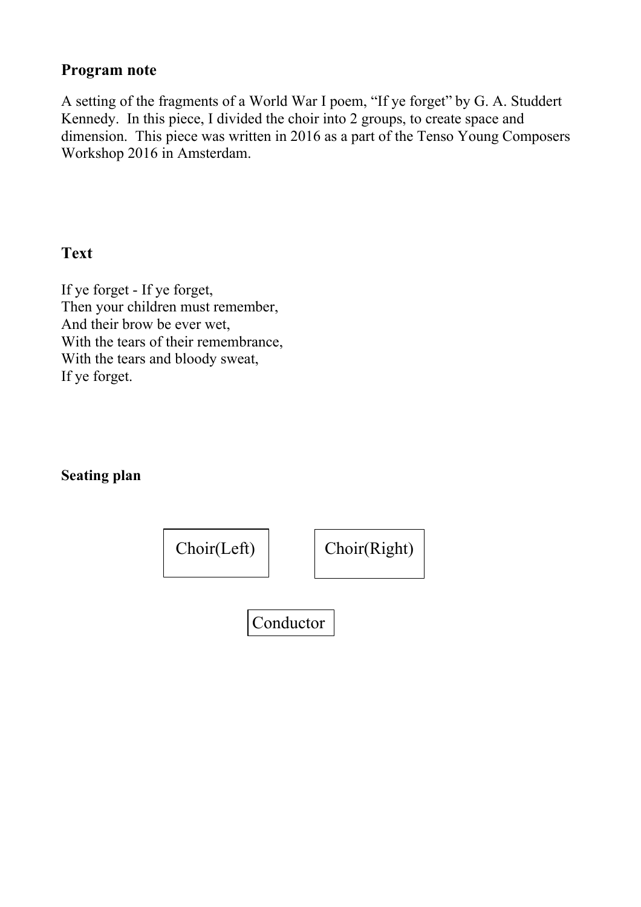## Program note

A setting of the fragments of a World War I poem, “If ye forget” by G. A. Studdert Kennedy. In this piece, I divided the choir into 2 groups, to create space and dimension. This piece was written in 2016 as a part of the Tenso Young Composers Workshop 2016 in Amsterdam.

## Text

If ye forget - If ye forget,
Then your children must remember,
And their brow be ever wet,
With the tears of their remembrance,
With the tears and bloody sweat,
If ye forget.

## Seating plan

Choir(Left) Choir(Right)

Conductor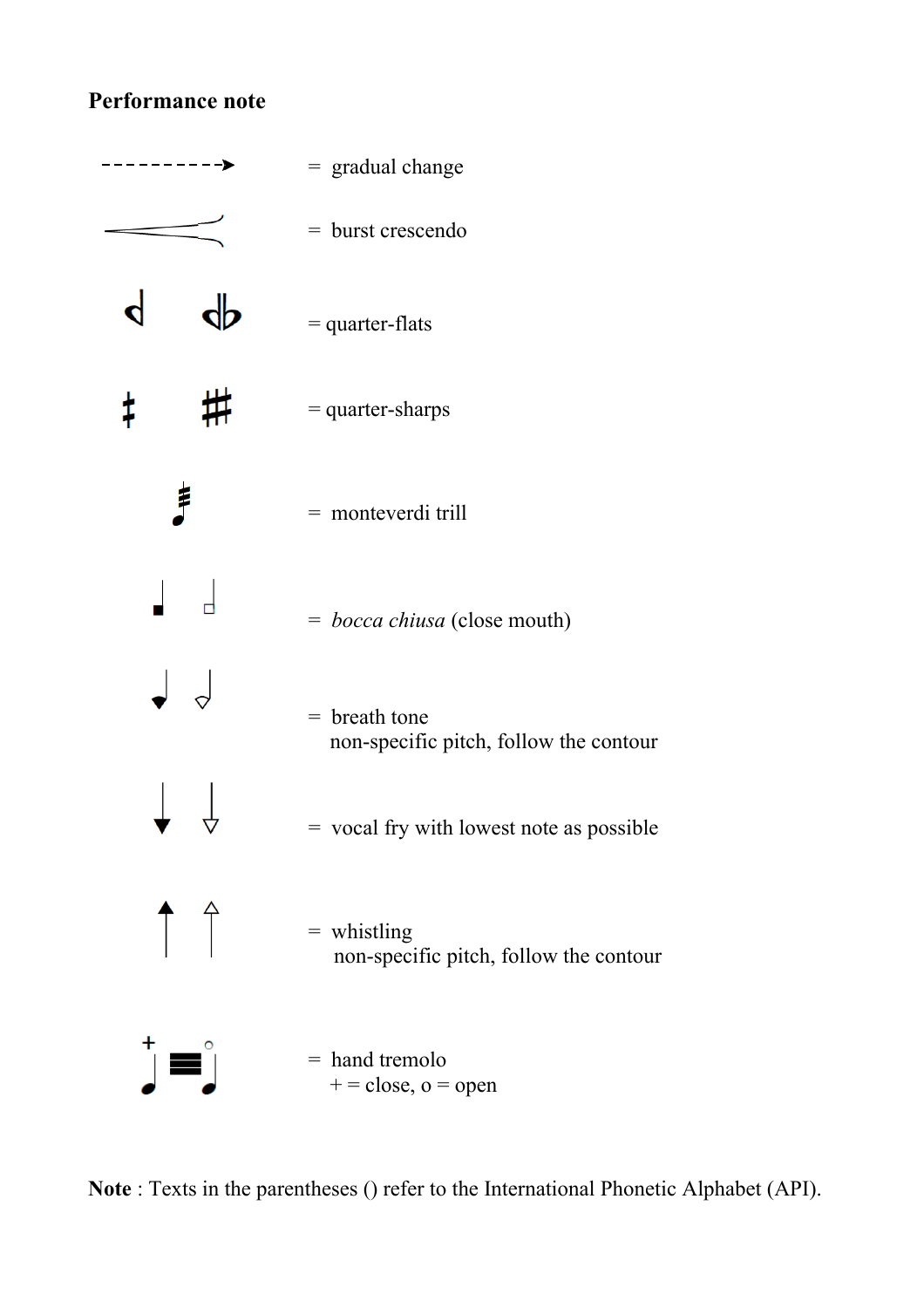**Performance note**

= gradual change

= burst crescendo

= quarter-flats

= quarter-sharps

= monteverdi trill

= *bocca chiusa* (close mouth)

= breath tone
non-specific pitch, follow the contour

= vocal fry with lowest note as possible

= whistling
non-specific pitch, follow the contour

= hand tremolo
+ = close, o = open

**Note** : Texts in the parentheses () refer to the International Phonetic Alphabet (API).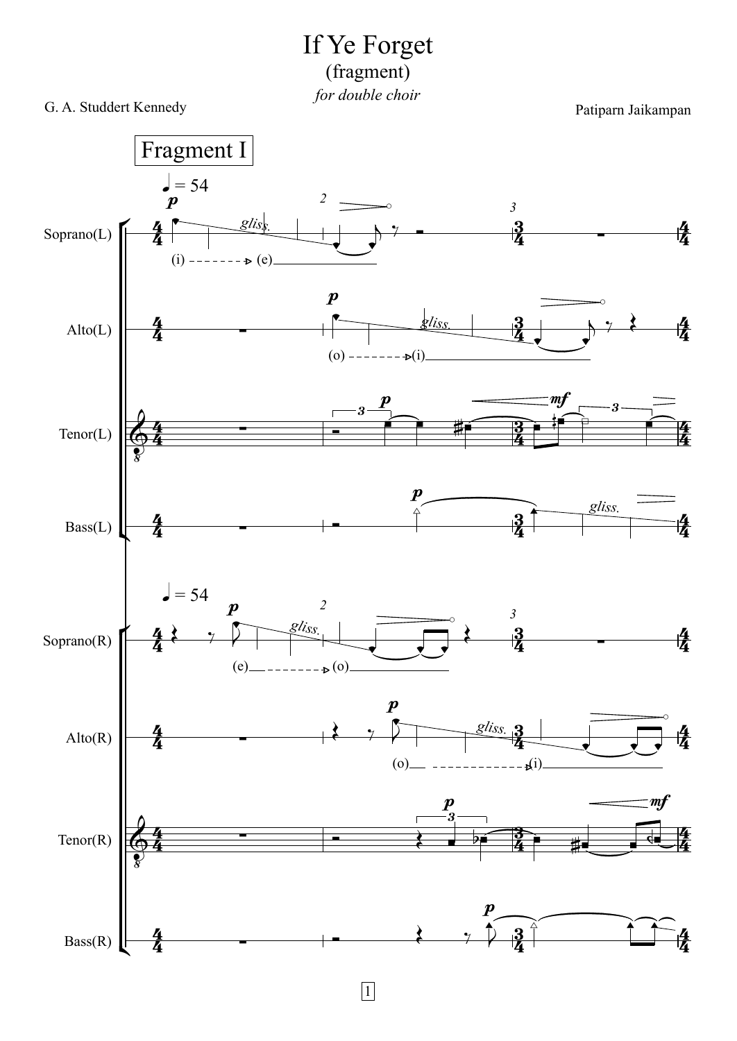# If Ye Forget

(fragment)

*for double choir*

G. A. Studdert Kennedy

Patiparn Jaikampan

Fragment I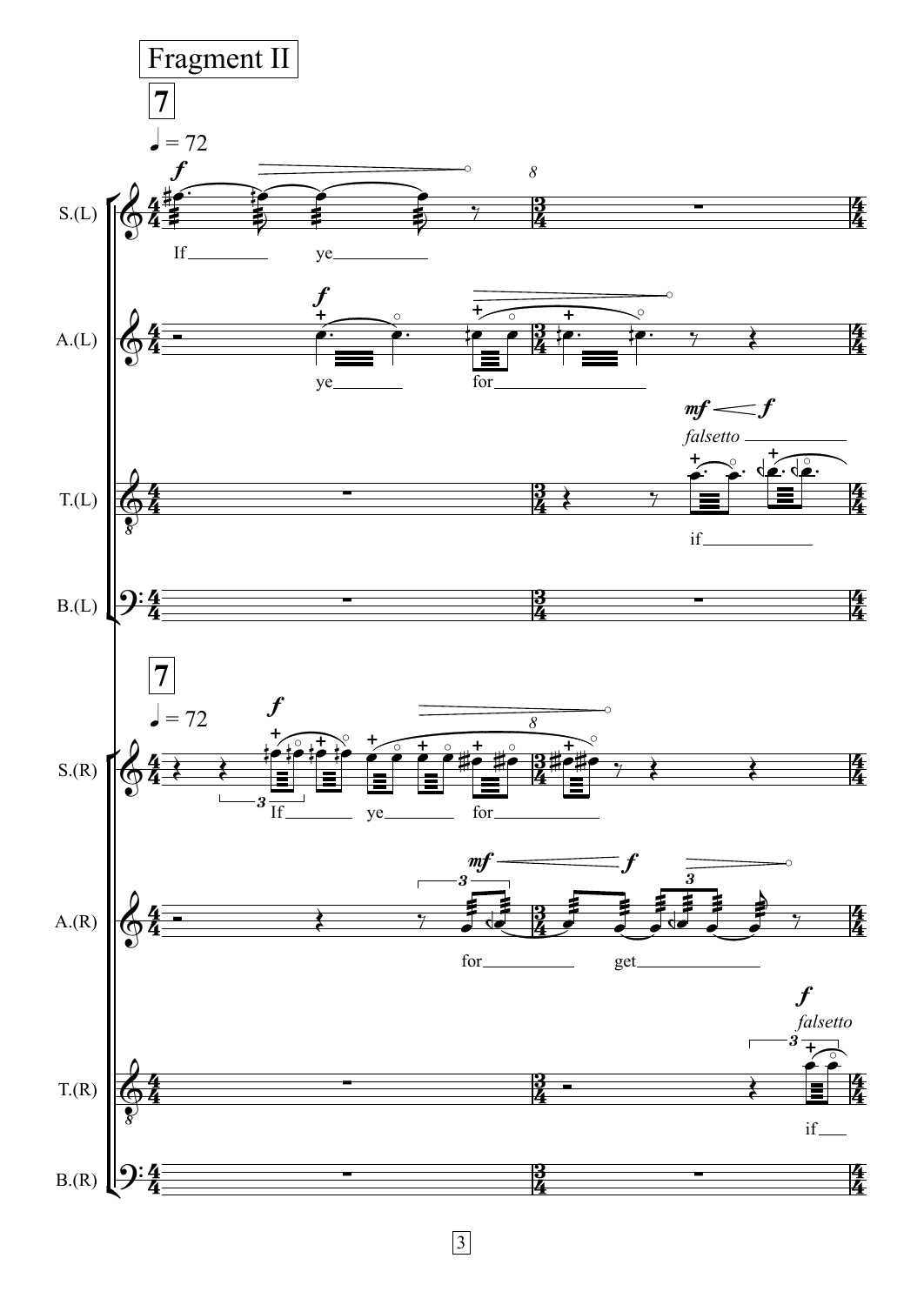Fragment II

7

♩ = 72

S.(L)

A.(L)

T.(L)

B.(L)

If ye

ye for

*falsetto*

if

7

♩ = 72

S.(R)

A.(R)

T.(R)

B.(R)

If ye for

for get

*falsetto*

if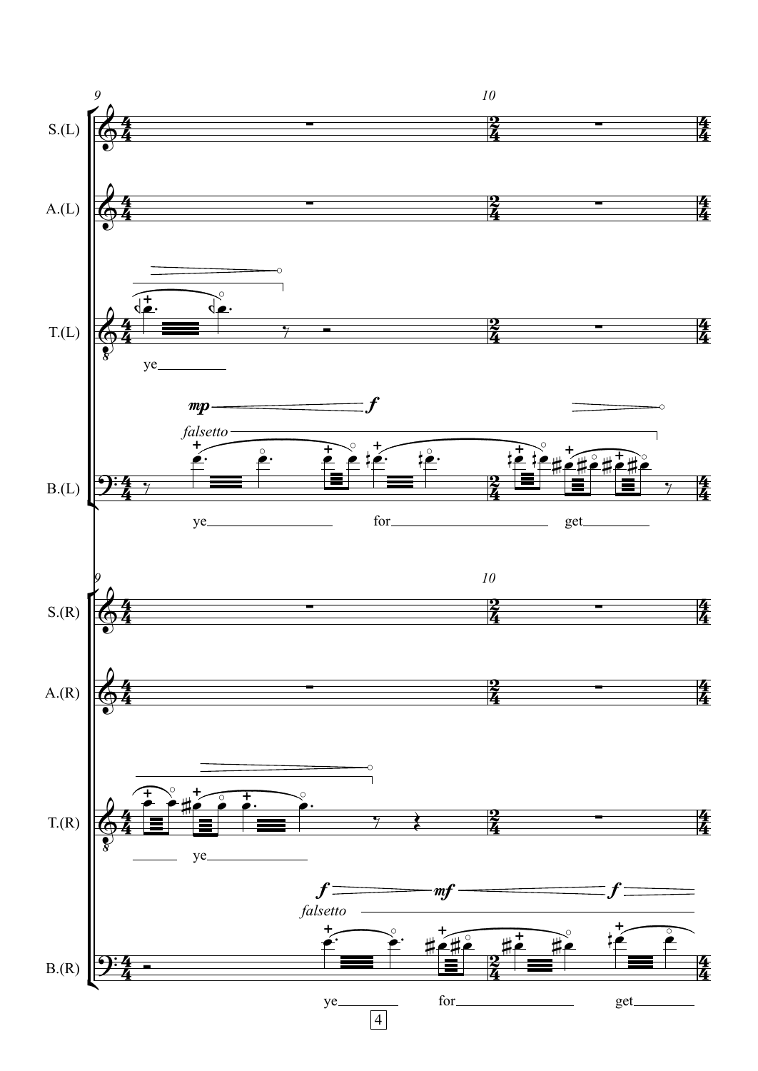9 10

S.(L)

A.(L)

T.(L)

ye

*mp* *f*

*falsetto*

B.(L)

ye for get

9 10

S.(R)

A.(R)

T.(R)

ye

*f* *mf* *f*

*falsetto*

B.(R)

ye for get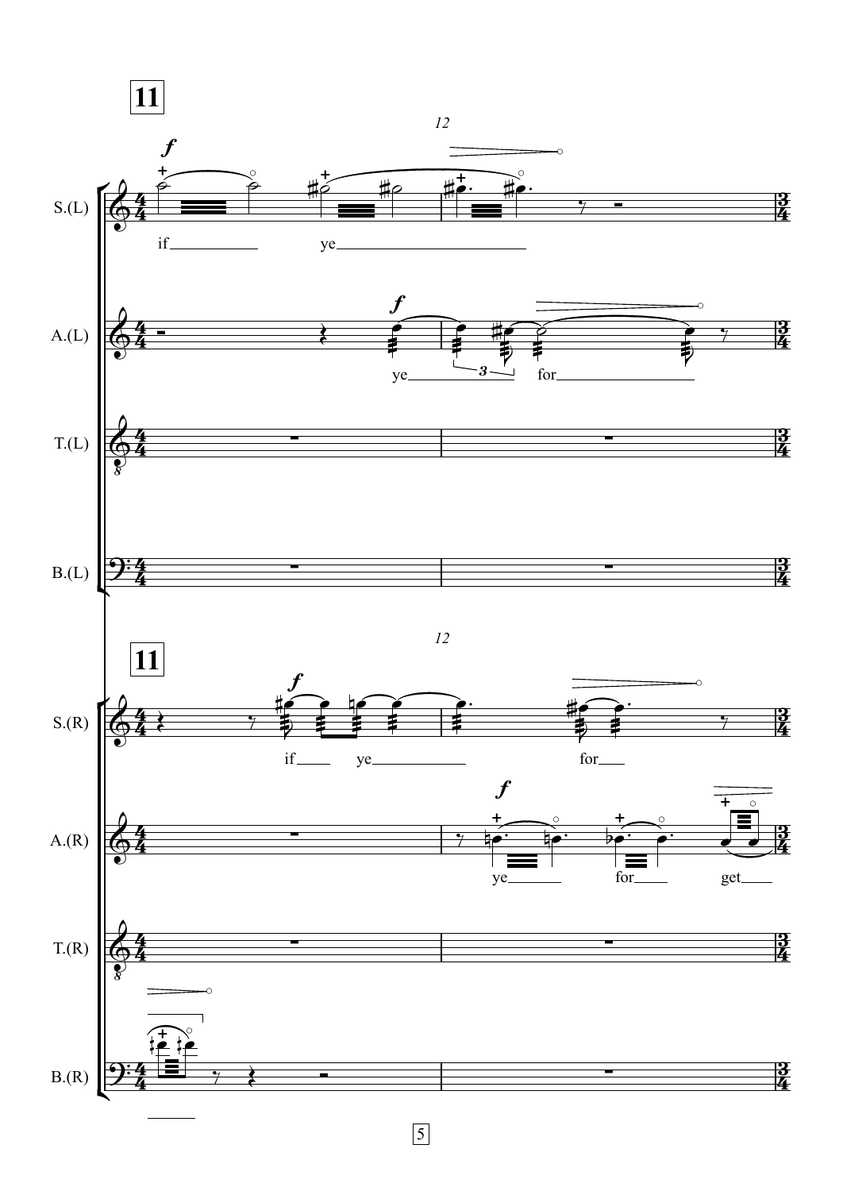**11**

S.(L)

if ye

A.(L)

ye for

T.(L)

B.(L)

**11**

S.(R)

if ye for

A.(R)

ye for get

T.(R)

B.(R)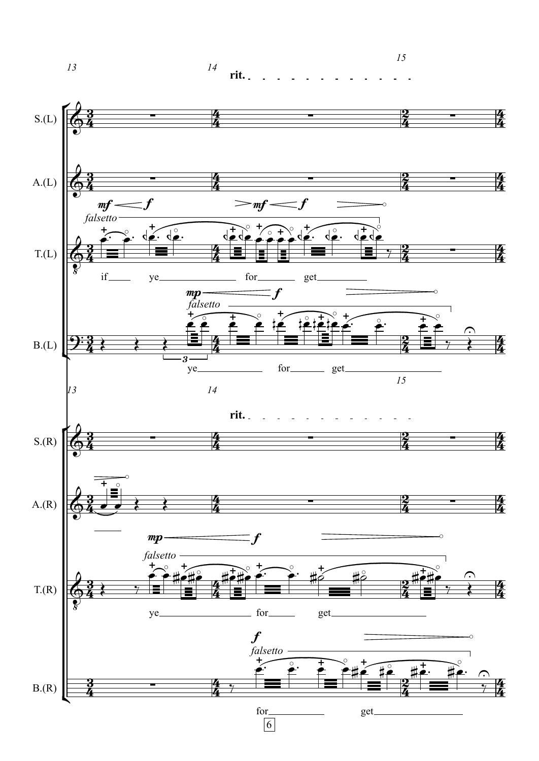13 14 **rit.** 15

S.(L)

A.(L)

T.(L) *mf* *f* *falsetto* *mf* *f*

if ye for get

B.(L) *mp* *f* *falsetto*

ye for get

13 14 **rit.** 15

S.(R)

A.(R)

T.(R) *mp* *f* *falsetto*

ye for get

B.(R) *f* *falsetto*

for get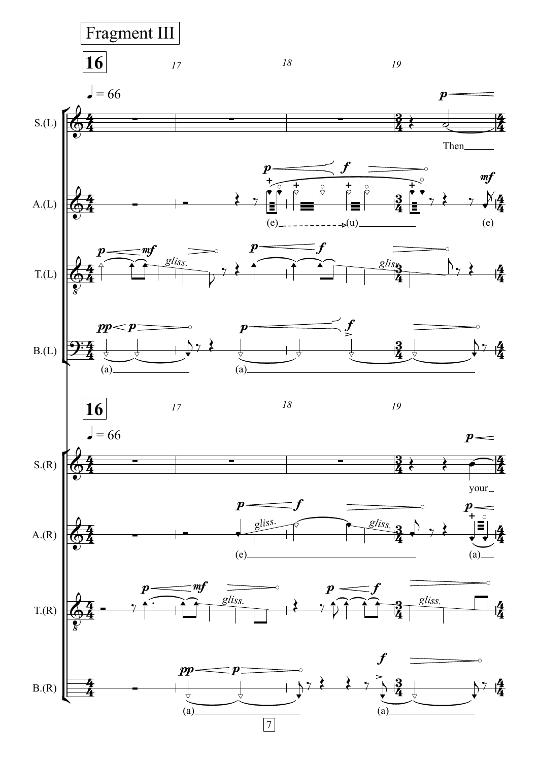Fragment III

16

♩ = 66

S.(L)

Then

A.(L)

(e) (u) (e)

T.(L)

gliss. gliss.

B.(L)

(a) (a)

16

♩ = 66

S.(R)

your

A.(R)

gliss. gliss.

(e) (a)

T.(R)

gliss. gliss.

B.(R)

(a) (a)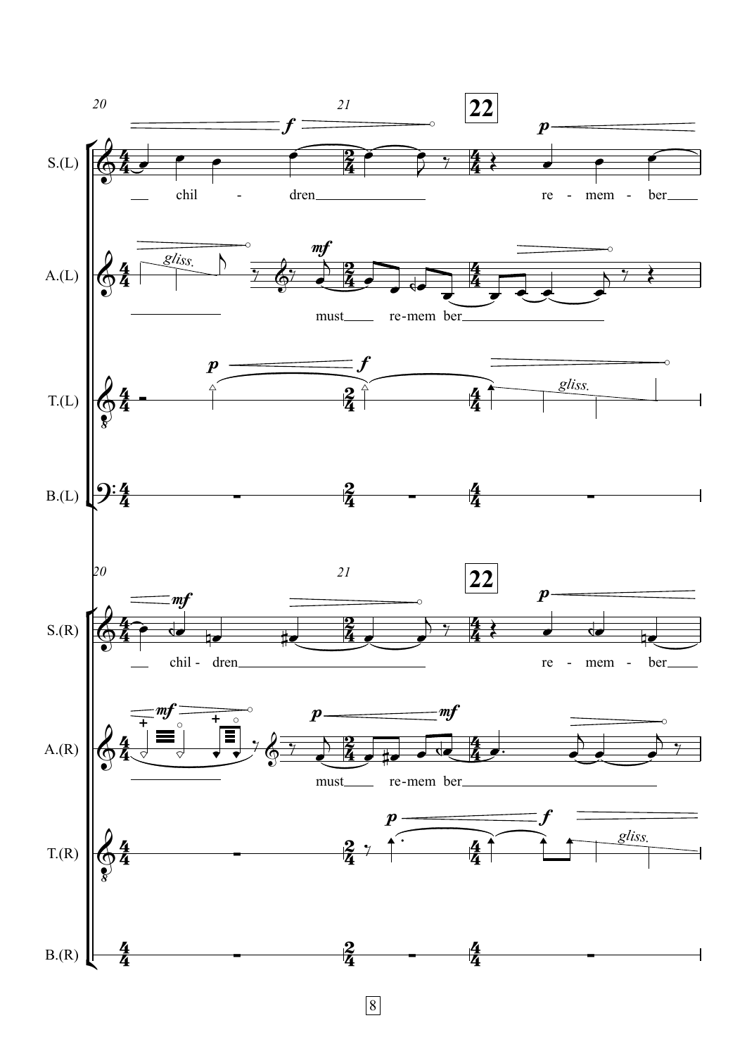**22**

S.(L): chil - dren re - mem - ber

A.(L): must re-mem ber

T.(L)

B.(L)

S.(R): chil - dren re - mem - ber

A.(R): must re-mem ber

T.(R)

B.(R)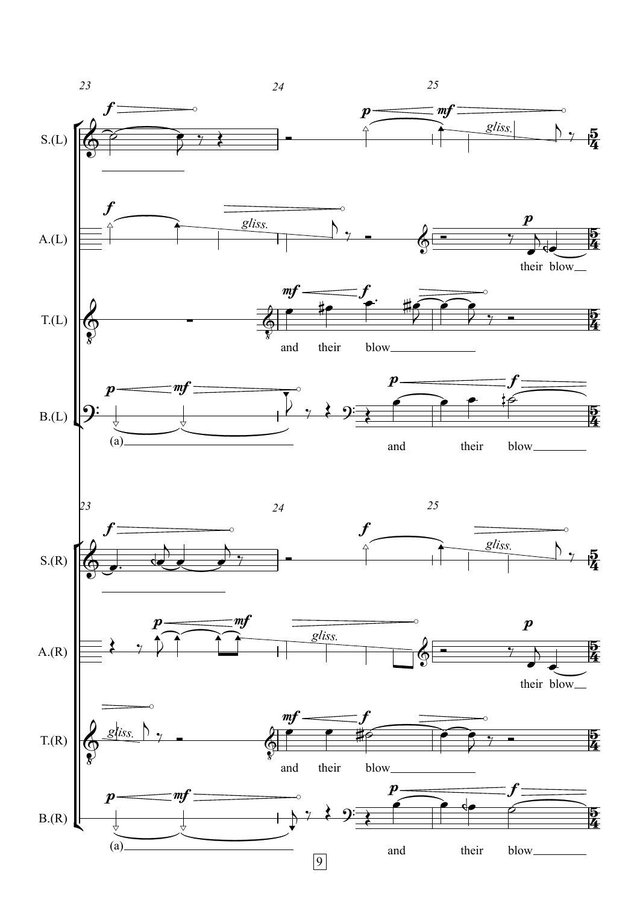23 24 25

S.(L)

A.(L) — their blow

T.(L) — and their blow

B.(L) — (a) — and their blow

23 24 25

S.(R)

A.(R) — their blow

T.(R) — and their blow

B.(R) — (a) — and their blow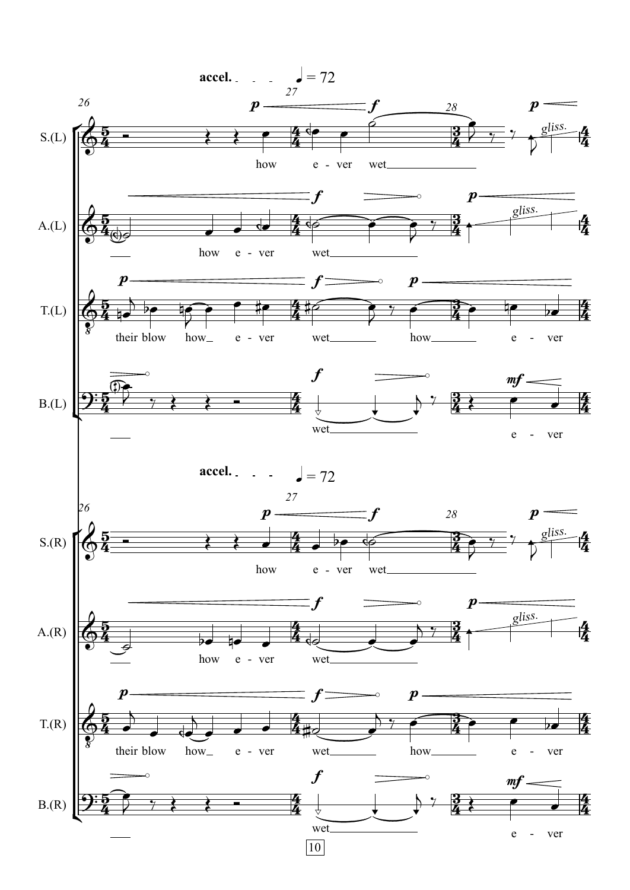accel. ♩ = 72

S.(L): how e - ver wet *gliss.*

A.(L): how e - ver wet *gliss.*

T.(L): their blow how_ e - ver wet how e - ver

B.(L): wet e - ver

accel. ♩ = 72

S.(R): how e - ver wet *gliss.*

A.(R): how e - ver wet *gliss.*

T.(R): their blow how_ e - ver wet how e - ver

B.(R): wet e - ver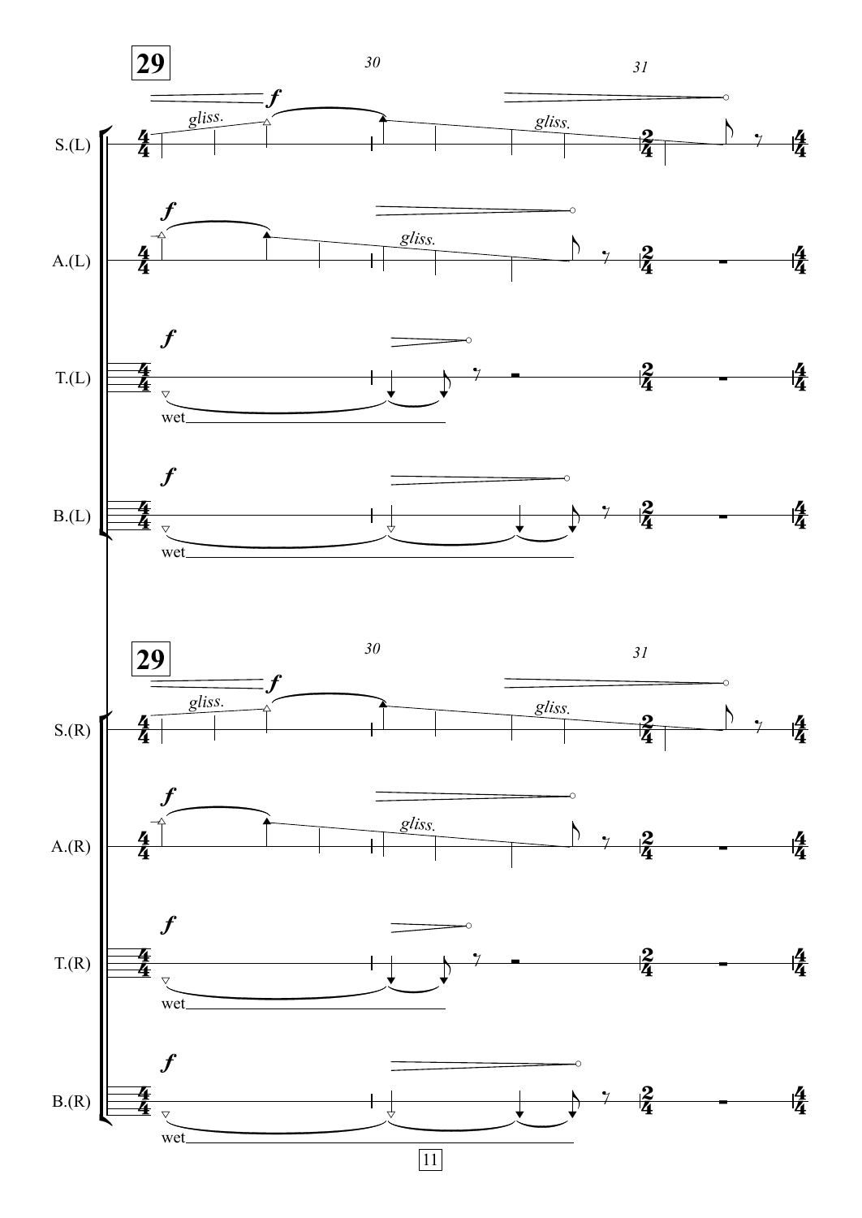**29**

30

31

S.(L)

*f*

*gliss.*

*gliss.*

A.(L)

*f*

*gliss.*

T.(L)

*f*

wet

B.(L)

*f*

wet

**29**

30

31

S.(R)

*f*

*gliss.*

*gliss.*

A.(R)

*f*

*gliss.*

T.(R)

*f*

wet

B.(R)

*f*

wet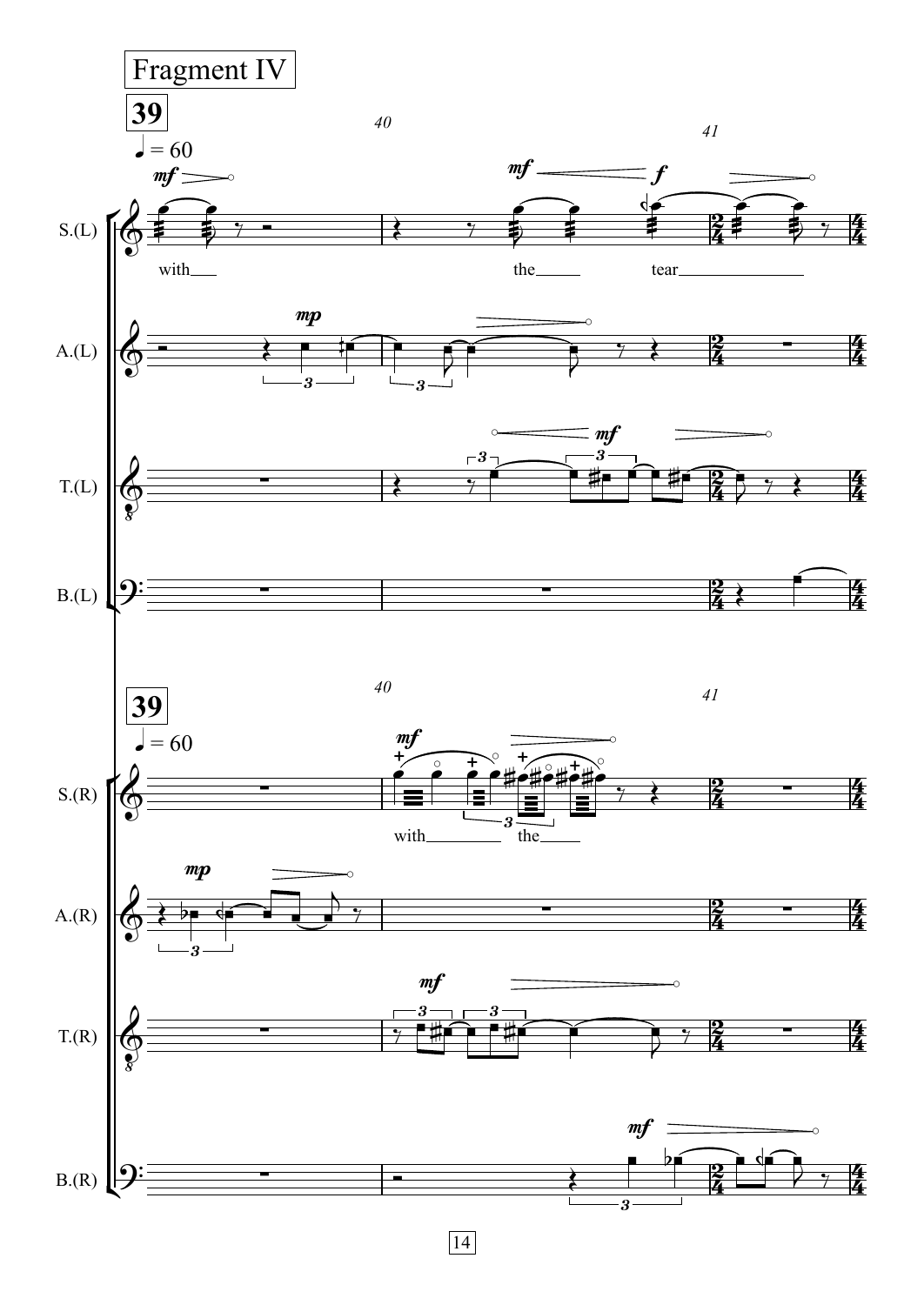Fragment IV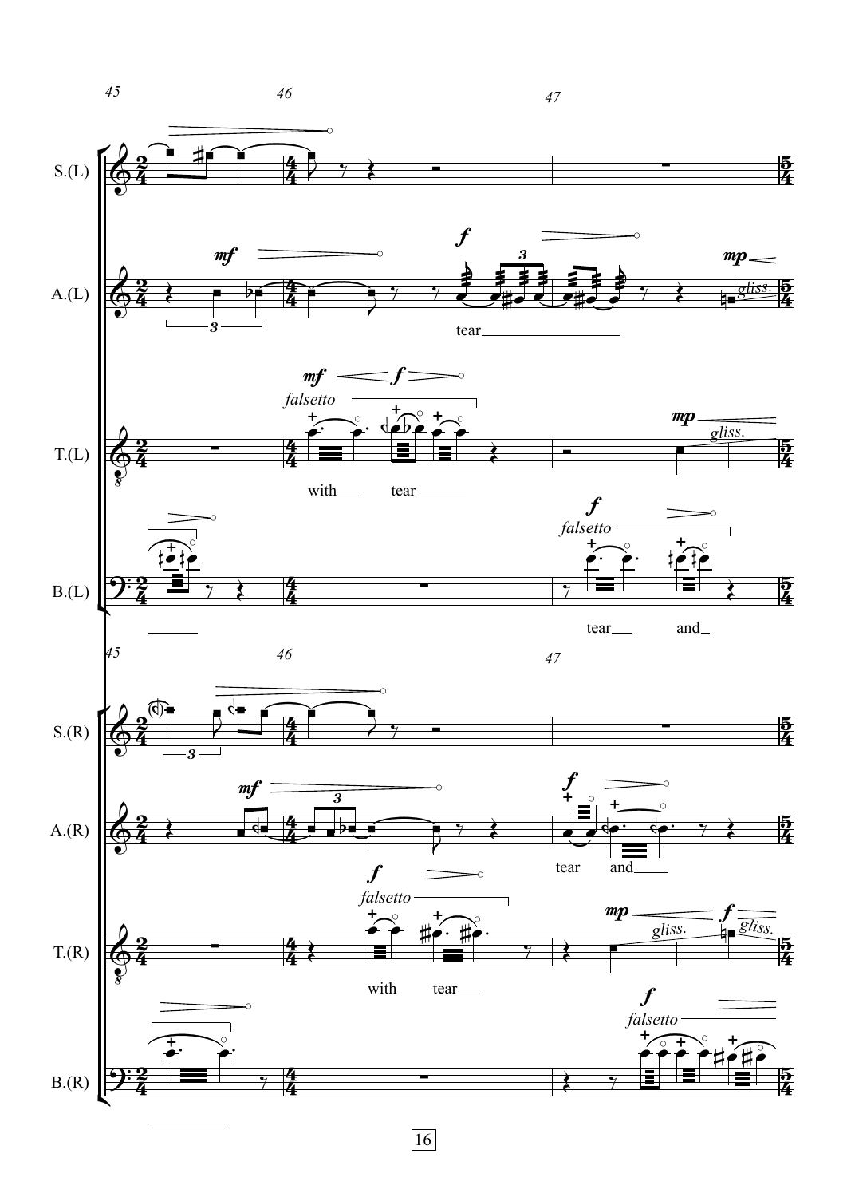45 46 47

S.(L)

A.(L)

*mf* *f* *mp*

tear

*gliss.*

T.(L)

*mf* *f* *mp*

*falsetto*

with tear

*gliss.*

B.(L)

*f*

*falsetto*

tear and

45 46 47

S.(R)

A.(R)

*mf* *f*

tear and

T.(R)

*f* *mp* *f*

*falsetto*

with tear

*gliss.* *gliss.*

B.(R)

*f*

*falsetto*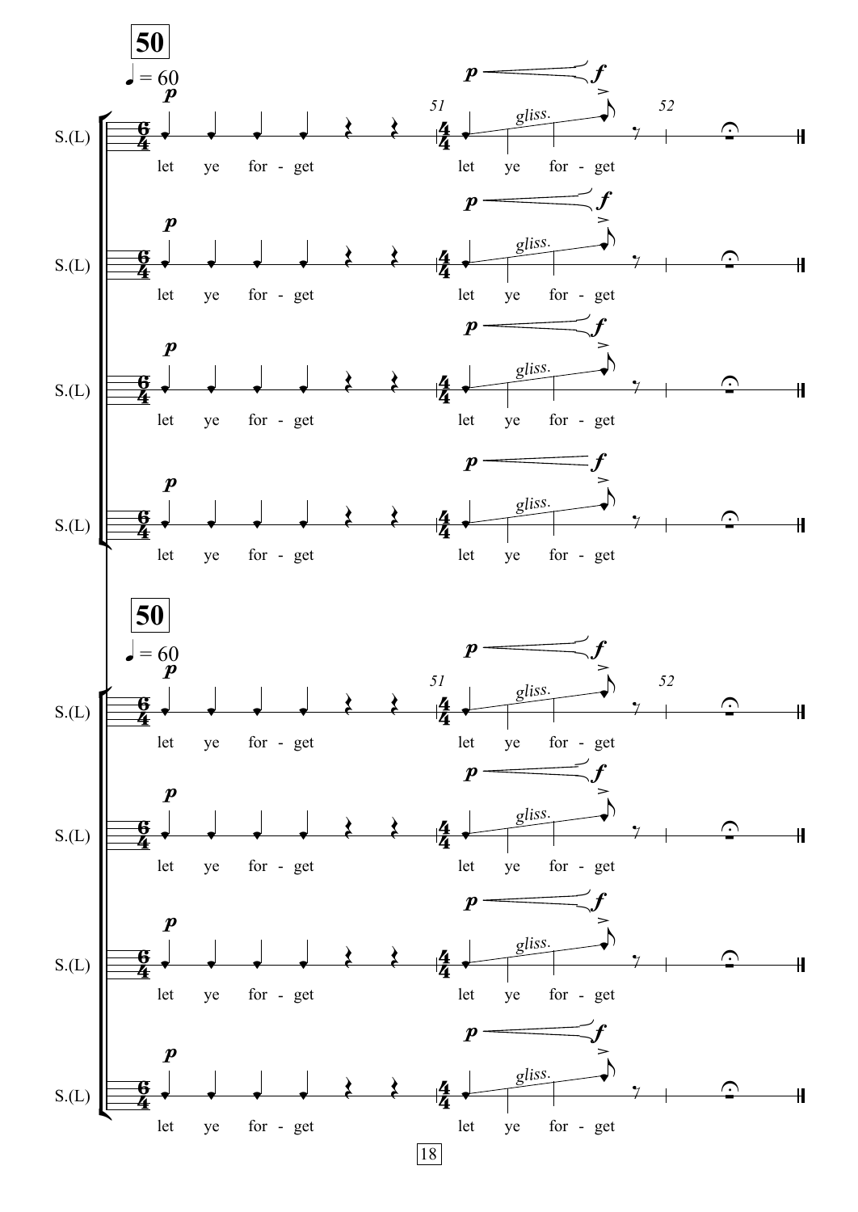**50**

♩ = 60

S.(L) — *p* — let ye for - get — *p* < *f* — *gliss.* — let ye for - get

S.(L) — *p* — let ye for - get — *p* < *f* — *gliss.* — let ye for - get

S.(L) — *p* — let ye for - get — *p* < *f* — *gliss.* — let ye for - get

S.(L) — *p* — let ye for - get — *p* < *f* — *gliss.* — let ye for - get

**50**

♩ = 60

S.(L) — *p* — let ye for - get — *p* < *f* — *gliss.* — let ye for - get

S.(L) — *p* — let ye for - get — *p* < *f* — *gliss.* — let ye for - get

S.(L) — *p* — let ye for - get — *p* < *f* — *gliss.* — let ye for - get

S.(L) — *p* — let ye for - get — *p* < *f* — *gliss.* — let ye for - get